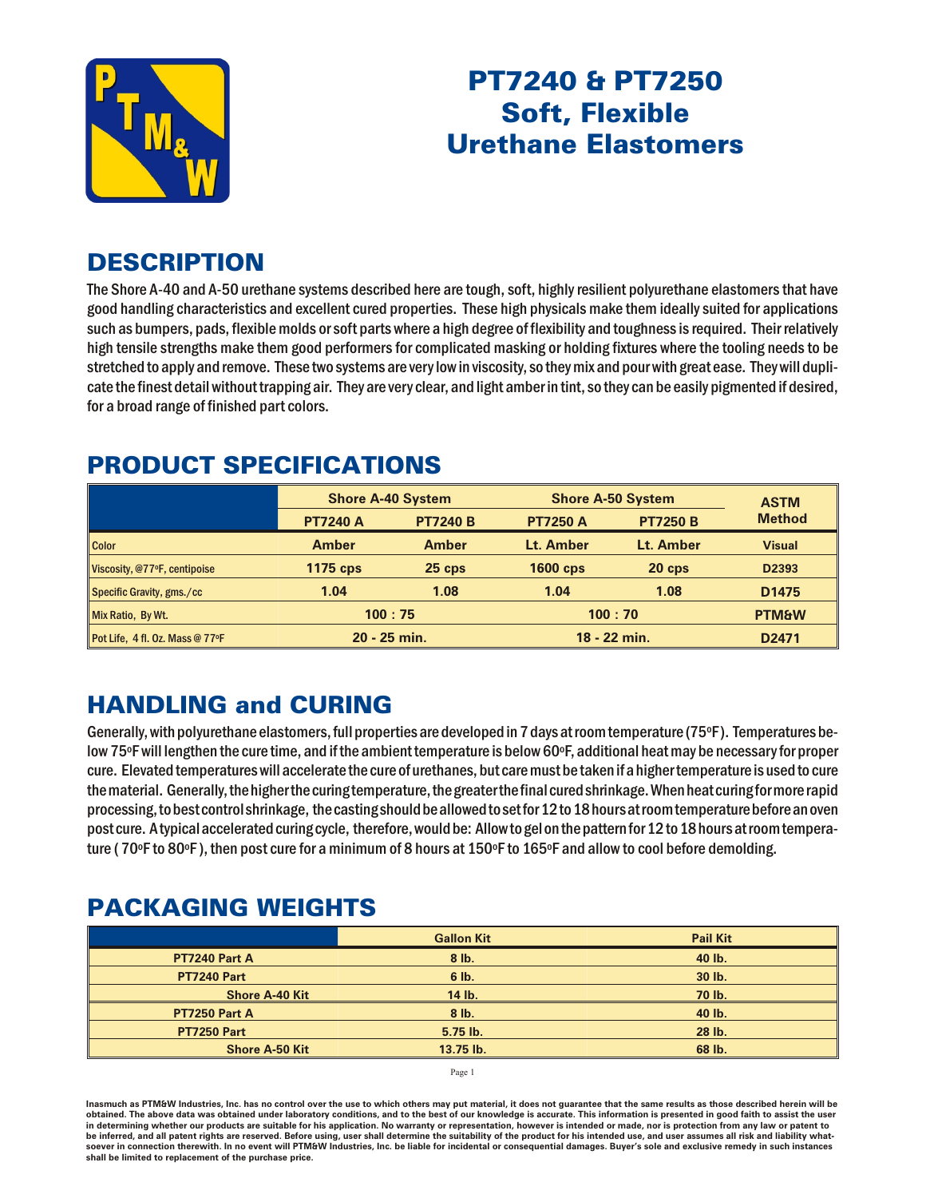# PT7240 & PT7250 Soft, Flexible Urethane Elastomers

## DESCRIPTION

The Shore A-40 and A-50 urethane systems described here are tough, soft, highly resilient polyurethane elastomers that have good handling characteristics and excellent cured properties. These high physicals make them ideally suited for applications such as bumpers, pads, flexible molds or soft parts where a high degree of flexibility and toughness is required. Their relatively high tensile strengths make them good performers for complicated masking or holding fixtures where the tooling needs to be stretched to apply and remove. These two systems are very low in viscosity, so they mix and pour with great ease. They will duplicate the finest detail without trapping air. They are very clear, and light amber in tint, so they can be easily pigmented if desired, for a broad range of finished part colors.

## PRODUCT SPECIFICATIONS

| | Shore A-40 System | | Shore A-50 System | | ASTM Method |
|---|---|---|---|---|---|
| | PT7240 A | PT7240 B | PT7250 A | PT7250 B | |
| Color | Amber | Amber | Lt. Amber | Lt. Amber | Visual |
| Viscosity, @77°F, centipoise | 1175 cps | 25 cps | 1600 cps | 20 cps | D2393 |
| Specific Gravity, gms./cc | 1.04 | 1.08 | 1.04 | 1.08 | D1475 |
| Mix Ratio, By Wt. | 100 : 75 | | 100 : 70 | | PTM&W |
| Pot Life, 4 fl. Oz. Mass @ 77°F | 20 - 25 min. | | 18 - 22 min. | | D2471 |

## HANDLING and CURING

Generally, with polyurethane elastomers, full properties are developed in 7 days at room temperature (75°F). Temperatures below 75°F will lengthen the cure time, and if the ambient temperature is below 60°F, additional heat may be necessary for proper cure. Elevated temperatures will accelerate the cure of urethanes, but care must be taken if a higher temperature is used to cure the material. Generally, the higher the curing temperature, the greater the final cured shrinkage. When heat curing for more rapid processing, to best control shrinkage, the casting should be allowed to set for 12 to 18 hours at room temperature before an oven post cure. A typical accelerated curing cycle, therefore, would be: Allow to gel on the pattern for 12 to 18 hours at room temperature ( 70°F to 80°F ), then post cure for a minimum of 8 hours at 150°F to 165°F and allow to cool before demolding.

## PACKAGING WEIGHTS

| | Gallon Kit | Pail Kit |
|---|---|---|
| PT7240 Part A | 8 lb. | 40 lb. |
| PT7240 Part | 6 lb. | 30 lb. |
| Shore A-40 Kit | 14 lb. | 70 lb. |
| PT7250 Part A | 8 lb. | 40 lb. |
| PT7250 Part | 5.75 lb. | 28 lb. |
| Shore A-50 Kit | 13.75 lb. | 68 lb. |

**Inasmuch as PTM&W Industries, Inc. has no control over the use to which others may put material, it does not guarantee that the same results as those described herein will be obtained. The above data was obtained under laboratory conditions, and to the best of our knowledge is accurate. This information is presented in good faith to assist the user in determining whether our products are suitable for his application. No warranty or representation, however is intended or made, nor is protection from any law or patent to be inferred, and all patent rights are reserved. Before using, user shall determine the suitability of the product for his intended use, and user assumes all risk and liability whatsoever in connection therewith. In no event will PTM&W Industries, Inc. be liable for incidental or consequential damages. Buyer's sole and exclusive remedy in such instances shall be limited to replacement of the purchase price.**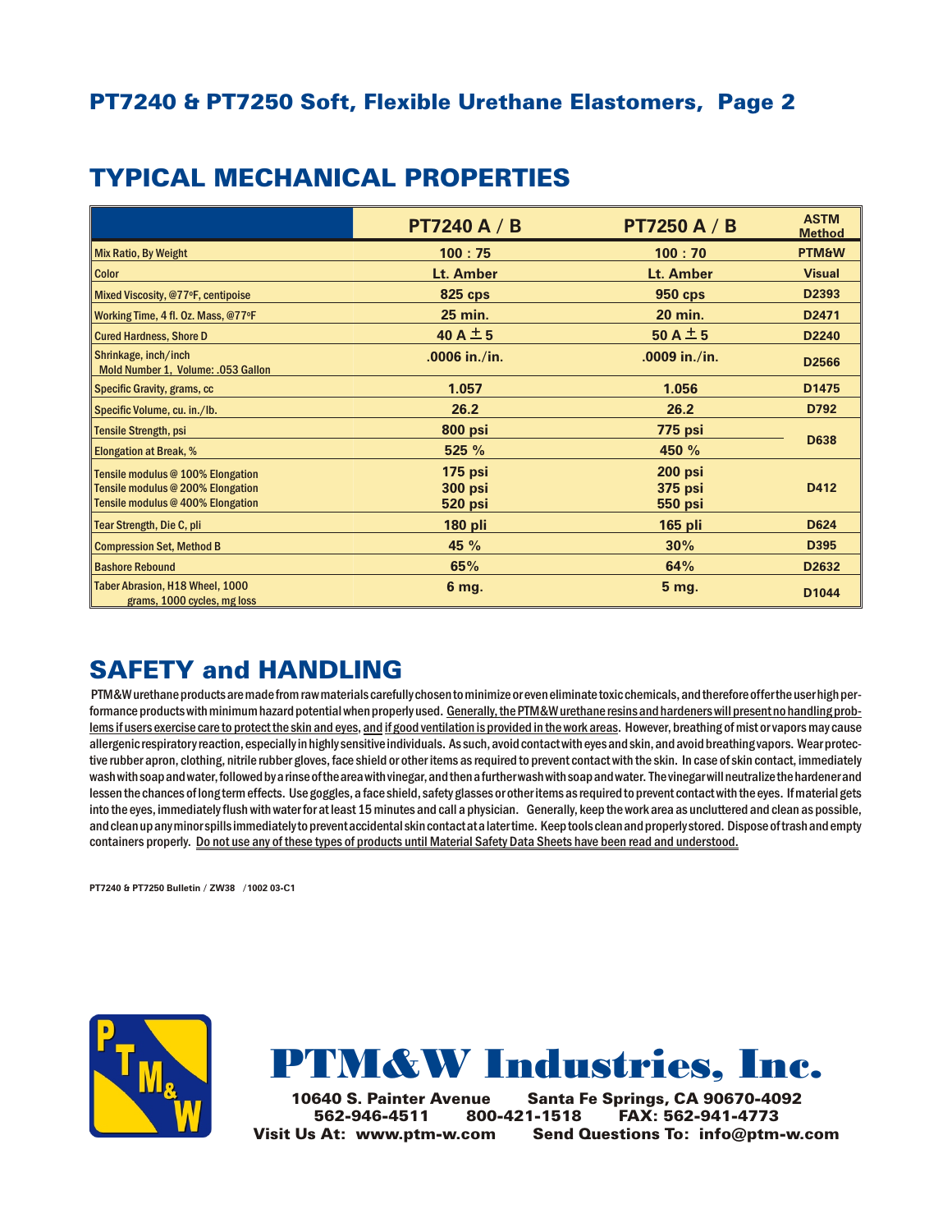## TYPICAL MECHANICAL PROPERTIES

| | PT7240 A / B | PT7250 A / B | ASTM Method |
|---|---|---|---|
| Mix Ratio, By Weight | 100 : 75 | 100 : 70 | PTM&W |
| Color | Lt. Amber | Lt. Amber | Visual |
| Mixed Viscosity, @77ºF, centipoise | 825 cps | 950 cps | D2393 |
| Working Time, 4 fl. Oz. Mass, @77ºF | 25 min. | 20 min. | D2471 |
| Cured Hardness, Shore D | 40 A ± 5 | 50 A ± 5 | D2240 |
| Shrinkage, inch/inch Mold Number 1, Volume: .053 Gallon | .0006 in./in. | .0009 in./in. | D2566 |
| Specific Gravity, grams, cc | 1.057 | 1.056 | D1475 |
| Specific Volume, cu. in./lb. | 26.2 | 26.2 | D792 |
| Tensile Strength, psi | 800 psi | 775 psi | D638 |
| Elongation at Break, % | 525 % | 450 % | D638 |
| Tensile modulus @ 100% Elongation<br>Tensile modulus @ 200% Elongation<br>Tensile modulus @ 400% Elongation | 175 psi<br>300 psi<br>520 psi | 200 psi<br>375 psi<br>550 psi | D412 |
| Tear Strength, Die C, pli | 180 pli | 165 pli | D624 |
| Compression Set, Method B | 45 % | 30% | D395 |
| Bashore Rebound | 65% | 64% | D2632 |
| Taber Abrasion, H18 Wheel, 1000 grams, 1000 cycles, mg loss | 6 mg. | 5 mg. | D1044 |

## SAFETY and HANDLING

PTM&W urethane products are made from raw materials carefully chosen to minimize or even eliminate toxic chemicals, and therefore offer the user high performance products with minimum hazard potential when properly used. Generally, the PTM&W urethane resins and hardeners will present no handling problems if users exercise care to protect the skin and eyes, and if good ventilation is provided in the work areas. However, breathing of mist or vapors may cause allergenic respiratory reaction, especially in highly sensitive individuals. As such, avoid contact with eyes and skin, and avoid breathing vapors. Wear protective rubber apron, clothing, nitrile rubber gloves, face shield or other items as required to prevent contact with the skin. In case of skin contact, immediately wash with soap and water, followed by a rinse of the area with vinegar, and then a further wash with soap and water. The vinegar will neutralize the hardener and lessen the chances of long term effects. Use goggles, a face shield, safety glasses or other items as required to prevent contact with the eyes. If material gets into the eyes, immediately flush with water for at least 15 minutes and call a physician. Generally, keep the work area as uncluttered and clean as possible, and clean up any minor spills immediately to prevent accidental skin contact at a later time. Keep tools clean and properly stored. Dispose of trash and empty containers properly. Do not use any of these types of products until Material Safety Data Sheets have been read and understood.

PT7240 & PT7250 Bulletin / ZW38 /1002 03-C1

**PTM&W Industries, Inc.**

10640 S. Painter Avenue Santa Fe Springs, CA 90670-4092
562-946-4511 800-421-1518 FAX: 562-941-4773
Visit Us At: www.ptm-w.com Send Questions To: info@ptm-w.com